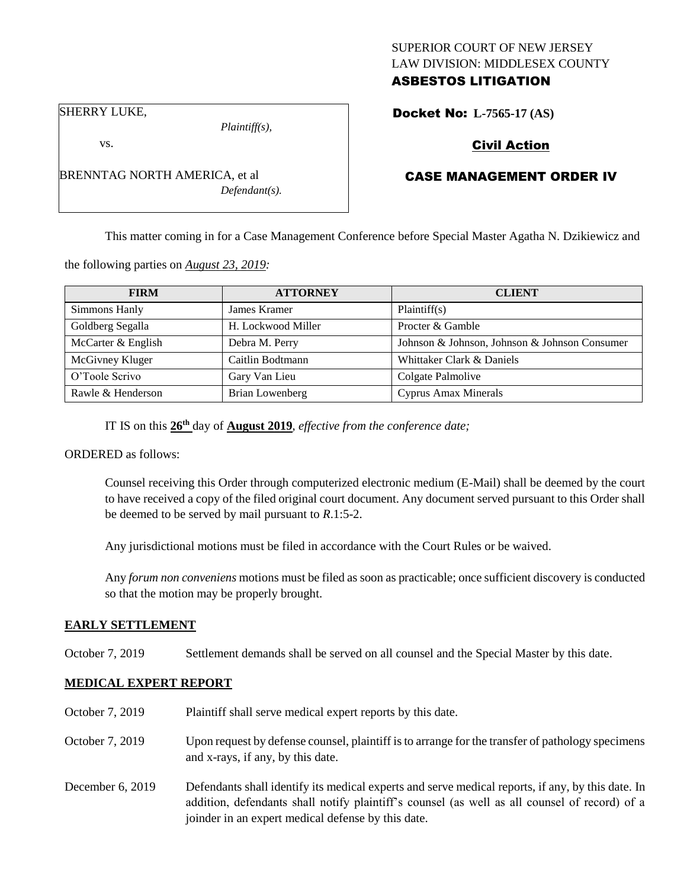SUPERIOR COURT OF NEW JERSEY
LAW DIVISION: MIDDLESEX COUNTY
**ASBESTOS LITIGATION**

SHERRY LUKE,
*Plaintiff(s),*
vs.
BRENNTAG NORTH AMERICA, et al
*Defendant(s).*

**Docket No: L-7565-17 (AS)**

**Civil Action**

**CASE MANAGEMENT ORDER IV**

This matter coming in for a Case Management Conference before Special Master Agatha N. Dzikiewicz and the following parties on *August 23, 2019:*

| FIRM | ATTORNEY | CLIENT |
|---|---|---|
| Simmons Hanly | James Kramer | Plaintiff(s) |
| Goldberg Segalla | H. Lockwood Miller | Procter & Gamble |
| McCarter & English | Debra M. Perry | Johnson & Johnson, Johnson & Johnson Consumer |
| McGivney Kluger | Caitlin Bodtmann | Whittaker Clark & Daniels |
| O'Toole Scrivo | Gary Van Lieu | Colgate Palmolive |
| Rawle & Henderson | Brian Lowenberg | Cyprus Amax Minerals |

IT IS on this **26th** day of **August 2019**, *effective from the conference date;*

ORDERED as follows:

Counsel receiving this Order through computerized electronic medium (E-Mail) shall be deemed by the court to have received a copy of the filed original court document. Any document served pursuant to this Order shall be deemed to be served by mail pursuant to *R*.1:5-2.

Any jurisdictional motions must be filed in accordance with the Court Rules or be waived.

Any *forum non conveniens* motions must be filed as soon as practicable; once sufficient discovery is conducted so that the motion may be properly brought.

**EARLY SETTLEMENT**

October 7, 2019 Settlement demands shall be served on all counsel and the Special Master by this date.

**MEDICAL EXPERT REPORT**

October 7, 2019 Plaintiff shall serve medical expert reports by this date.

October 7, 2019 Upon request by defense counsel, plaintiff is to arrange for the transfer of pathology specimens and x-rays, if any, by this date.

December 6, 2019 Defendants shall identify its medical experts and serve medical reports, if any, by this date. In addition, defendants shall notify plaintiff's counsel (as well as all counsel of record) of a joinder in an expert medical defense by this date.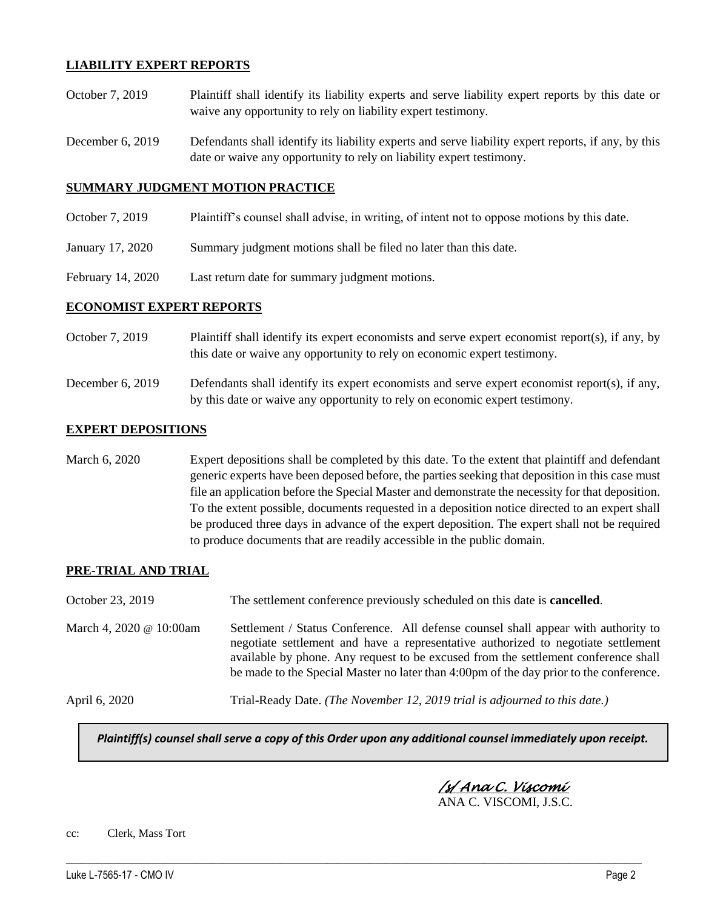## LIABILITY EXPERT REPORTS

| | |
|---|---|
| October 7, 2019 | Plaintiff shall identify its liability experts and serve liability expert reports by this date or waive any opportunity to rely on liability expert testimony. |
| December 6, 2019 | Defendants shall identify its liability experts and serve liability expert reports, if any, by this date or waive any opportunity to rely on liability expert testimony. |

## SUMMARY JUDGMENT MOTION PRACTICE

| | |
|---|---|
| October 7, 2019 | Plaintiff's counsel shall advise, in writing, of intent not to oppose motions by this date. |
| January 17, 2020 | Summary judgment motions shall be filed no later than this date. |
| February 14, 2020 | Last return date for summary judgment motions. |

## ECONOMIST EXPERT REPORTS

| | |
|---|---|
| October 7, 2019 | Plaintiff shall identify its expert economists and serve expert economist report(s), if any, by this date or waive any opportunity to rely on economic expert testimony. |
| December 6, 2019 | Defendants shall identify its expert economists and serve expert economist report(s), if any, by this date or waive any opportunity to rely on economic expert testimony. |

## EXPERT DEPOSITIONS

| | |
|---|---|
| March 6, 2020 | Expert depositions shall be completed by this date. To the extent that plaintiff and defendant generic experts have been deposed before, the parties seeking that deposition in this case must file an application before the Special Master and demonstrate the necessity for that deposition. To the extent possible, documents requested in a deposition notice directed to an expert shall be produced three days in advance of the expert deposition. The expert shall not be required to produce documents that are readily accessible in the public domain. |

## PRE-TRIAL AND TRIAL

| | |
|---|---|
| October 23, 2019 | The settlement conference previously scheduled on this date is **cancelled**. |
| March 4, 2020 @ 10:00am | Settlement / Status Conference. All defense counsel shall appear with authority to negotiate settlement and have a representative authorized to negotiate settlement available by phone. Any request to be excused from the settlement conference shall be made to the Special Master no later than 4:00pm of the day prior to the conference. |
| April 6, 2020 | Trial-Ready Date. *(The November 12, 2019 trial is adjourned to this date.)* |

***Plaintiff(s) counsel shall serve a copy of this Order upon any additional counsel immediately upon receipt.***

*/s/ Ana C. Viscomi*
ANA C. VISCOMI, J.S.C.

cc: Clerk, Mass Tort

Luke L-7565-17 - CMO IV